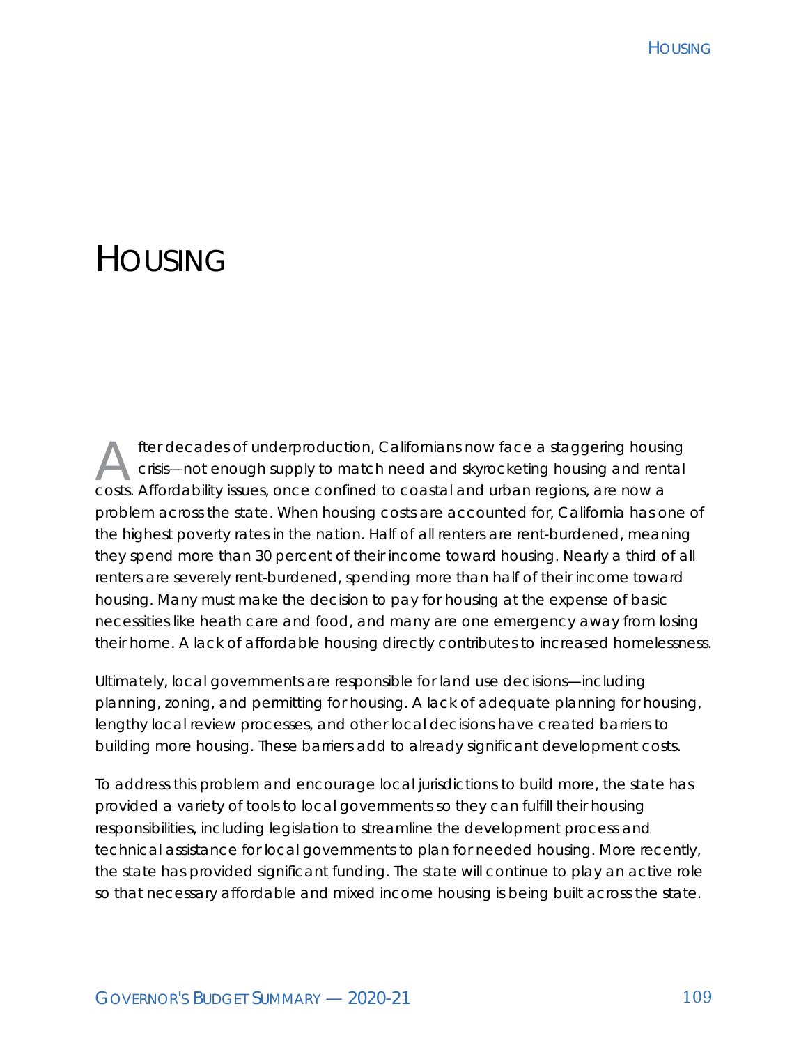# HOUSING

After decades of underproduction, Californians now face a staggering housing crisis—not enough supply to match need and skyrocketing housing and rental costs. Affordability issues, once confined to coastal and urban regions, are now a problem across the state. When housing costs are accounted for, California has one of the highest poverty rates in the nation. Half of all renters are rent-burdened, meaning they spend more than 30 percent of their income toward housing. Nearly a third of all renters are severely rent-burdened, spending more than half of their income toward housing. Many must make the decision to pay for housing at the expense of basic necessities like heath care and food, and many are one emergency away from losing their home. A lack of affordable housing directly contributes to increased homelessness.

Ultimately, local governments are responsible for land use decisions—including planning, zoning, and permitting for housing. A lack of adequate planning for housing, lengthy local review processes, and other local decisions have created barriers to building more housing. These barriers add to already significant development costs.

To address this problem and encourage local jurisdictions to build more, the state has provided a variety of tools to local governments so they can fulfill their housing responsibilities, including legislation to streamline the development process and technical assistance for local governments to plan for needed housing. More recently, the state has provided significant funding. The state will continue to play an active role so that necessary affordable and mixed income housing is being built across the state.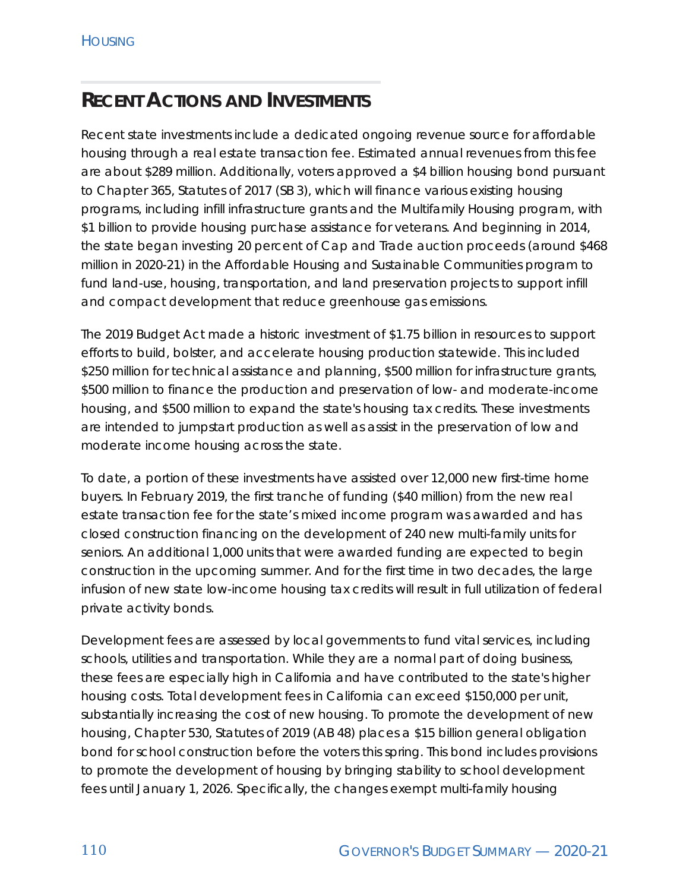## Recent Actions and Investments

Recent state investments include a dedicated ongoing revenue source for affordable housing through a real estate transaction fee. Estimated annual revenues from this fee are about $289 million. Additionally, voters approved a $4 billion housing bond pursuant to Chapter 365, Statutes of 2017 (SB 3), which will finance various existing housing programs, including infill infrastructure grants and the Multifamily Housing program, with $1 billion to provide housing purchase assistance for veterans. And beginning in 2014, the state began investing 20 percent of Cap and Trade auction proceeds (around $468 million in 2020-21) in the Affordable Housing and Sustainable Communities program to fund land-use, housing, transportation, and land preservation projects to support infill and compact development that reduce greenhouse gas emissions.

The 2019 Budget Act made a historic investment of $1.75 billion in resources to support efforts to build, bolster, and accelerate housing production statewide. This included $250 million for technical assistance and planning, $500 million for infrastructure grants, $500 million to finance the production and preservation of low- and moderate-income housing, and $500 million to expand the state's housing tax credits. These investments are intended to jumpstart production as well as assist in the preservation of low and moderate income housing across the state.

To date, a portion of these investments have assisted over 12,000 new first-time home buyers. In February 2019, the first tranche of funding ($40 million) from the new real estate transaction fee for the state's mixed income program was awarded and has closed construction financing on the development of 240 new multi-family units for seniors. An additional 1,000 units that were awarded funding are expected to begin construction in the upcoming summer. And for the first time in two decades, the large infusion of new state low-income housing tax credits will result in full utilization of federal private activity bonds.

Development fees are assessed by local governments to fund vital services, including schools, utilities and transportation. While they are a normal part of doing business, these fees are especially high in California and have contributed to the state's higher housing costs. Total development fees in California can exceed $150,000 per unit, substantially increasing the cost of new housing. To promote the development of new housing, Chapter 530, Statutes of 2019 (AB 48) places a $15 billion general obligation bond for school construction before the voters this spring. This bond includes provisions to promote the development of housing by bringing stability to school development fees until January 1, 2026. Specifically, the changes exempt multi-family housing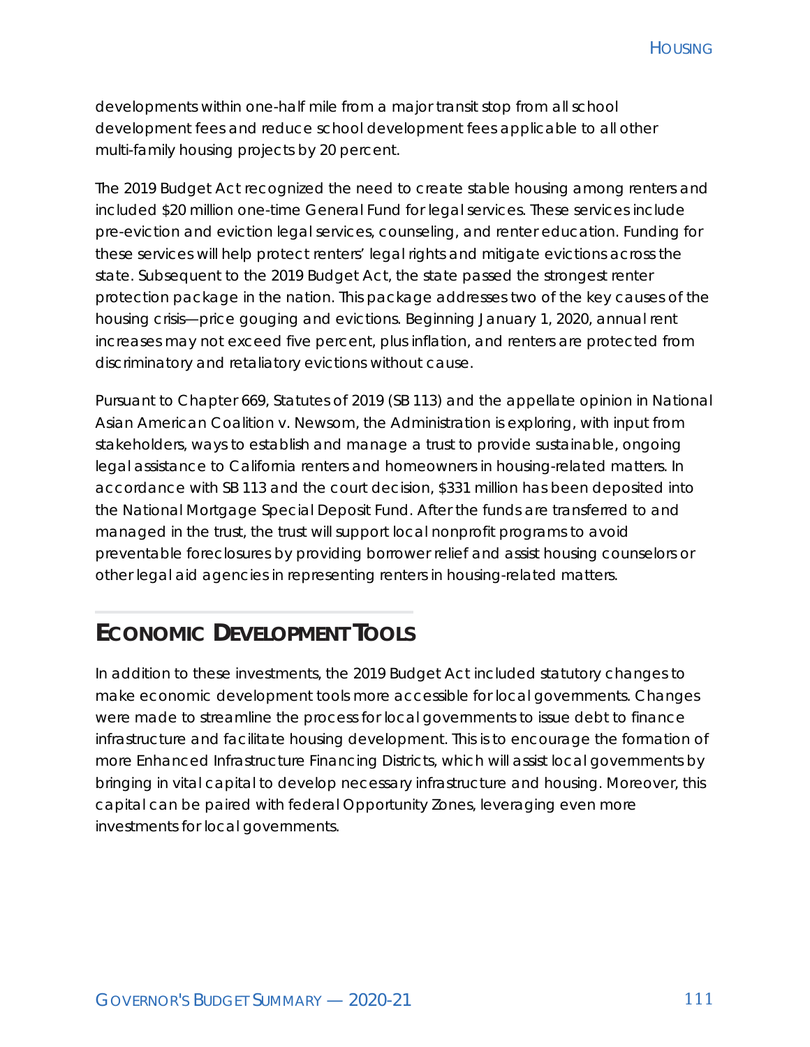developments within one-half mile from a major transit stop from all school development fees and reduce school development fees applicable to all other multi-family housing projects by 20 percent.

The 2019 Budget Act recognized the need to create stable housing among renters and included $20 million one-time General Fund for legal services. These services include pre-eviction and eviction legal services, counseling, and renter education. Funding for these services will help protect renters' legal rights and mitigate evictions across the state. Subsequent to the 2019 Budget Act, the state passed the strongest renter protection package in the nation. This package addresses two of the key causes of the housing crisis—price gouging and evictions. Beginning January 1, 2020, annual rent increases may not exceed five percent, plus inflation, and renters are protected from discriminatory and retaliatory evictions without cause.

Pursuant to Chapter 669, Statutes of 2019 (SB 113) and the appellate opinion in National Asian American Coalition v. Newsom, the Administration is exploring, with input from stakeholders, ways to establish and manage a trust to provide sustainable, ongoing legal assistance to California renters and homeowners in housing-related matters. In accordance with SB 113 and the court decision, $331 million has been deposited into the National Mortgage Special Deposit Fund. After the funds are transferred to and managed in the trust, the trust will support local nonprofit programs to avoid preventable foreclosures by providing borrower relief and assist housing counselors or other legal aid agencies in representing renters in housing-related matters.

## Economic Development Tools

In addition to these investments, the 2019 Budget Act included statutory changes to make economic development tools more accessible for local governments. Changes were made to streamline the process for local governments to issue debt to finance infrastructure and facilitate housing development. This is to encourage the formation of more Enhanced Infrastructure Financing Districts, which will assist local governments by bringing in vital capital to develop necessary infrastructure and housing. Moreover, this capital can be paired with federal Opportunity Zones, leveraging even more investments for local governments.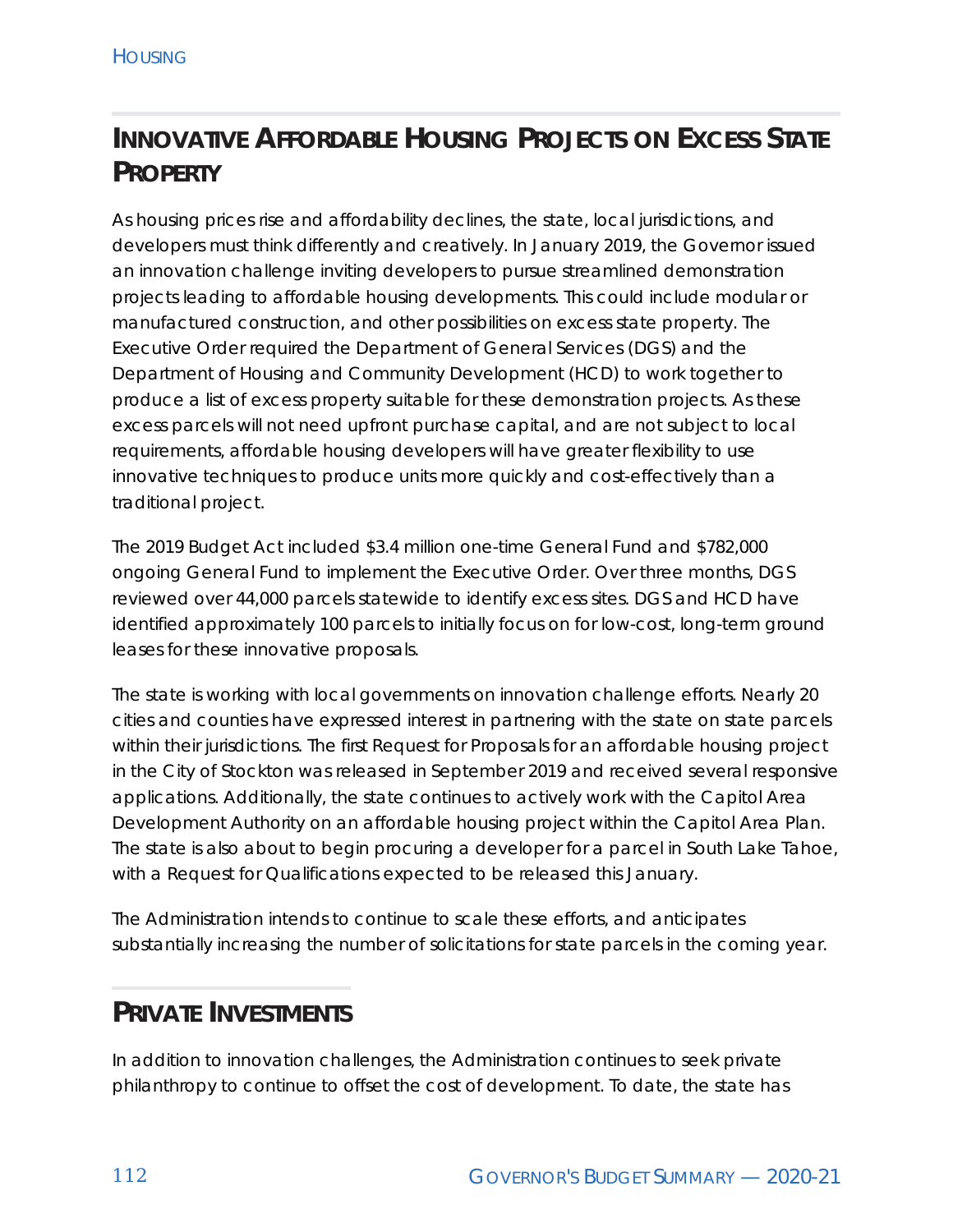## Innovative Affordable Housing Projects on Excess State Property

As housing prices rise and affordability declines, the state, local jurisdictions, and developers must think differently and creatively. In January 2019, the Governor issued an innovation challenge inviting developers to pursue streamlined demonstration projects leading to affordable housing developments. This could include modular or manufactured construction, and other possibilities on excess state property. The Executive Order required the Department of General Services (DGS) and the Department of Housing and Community Development (HCD) to work together to produce a list of excess property suitable for these demonstration projects. As these excess parcels will not need upfront purchase capital, and are not subject to local requirements, affordable housing developers will have greater flexibility to use innovative techniques to produce units more quickly and cost-effectively than a traditional project.

The 2019 Budget Act included $3.4 million one-time General Fund and $782,000 ongoing General Fund to implement the Executive Order. Over three months, DGS reviewed over 44,000 parcels statewide to identify excess sites. DGS and HCD have identified approximately 100 parcels to initially focus on for low-cost, long-term ground leases for these innovative proposals.

The state is working with local governments on innovation challenge efforts. Nearly 20 cities and counties have expressed interest in partnering with the state on state parcels within their jurisdictions. The first Request for Proposals for an affordable housing project in the City of Stockton was released in September 2019 and received several responsive applications. Additionally, the state continues to actively work with the Capitol Area Development Authority on an affordable housing project within the Capitol Area Plan. The state is also about to begin procuring a developer for a parcel in South Lake Tahoe, with a Request for Qualifications expected to be released this January.

The Administration intends to continue to scale these efforts, and anticipates substantially increasing the number of solicitations for state parcels in the coming year.

## Private Investments

In addition to innovation challenges, the Administration continues to seek private philanthropy to continue to offset the cost of development. To date, the state has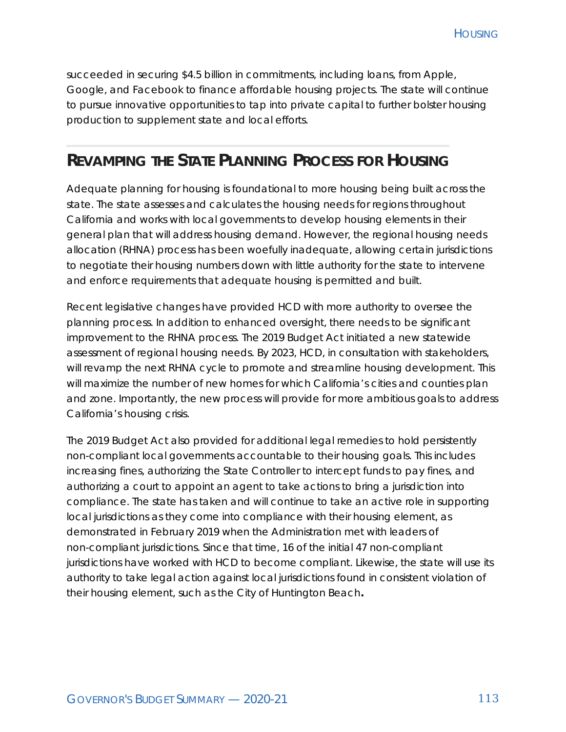succeeded in securing $4.5 billion in commitments, including loans, from Apple, Google, and Facebook to finance affordable housing projects. The state will continue to pursue innovative opportunities to tap into private capital to further bolster housing production to supplement state and local efforts.

## REVAMPING THE STATE PLANNING PROCESS FOR HOUSING

Adequate planning for housing is foundational to more housing being built across the state. The state assesses and calculates the housing needs for regions throughout California and works with local governments to develop housing elements in their general plan that will address housing demand. However, the regional housing needs allocation (RHNA) process has been woefully inadequate, allowing certain jurisdictions to negotiate their housing numbers down with little authority for the state to intervene and enforce requirements that adequate housing is permitted and built.

Recent legislative changes have provided HCD with more authority to oversee the planning process. In addition to enhanced oversight, there needs to be significant improvement to the RHNA process. The 2019 Budget Act initiated a new statewide assessment of regional housing needs. By 2023, HCD, in consultation with stakeholders, will revamp the next RHNA cycle to promote and streamline housing development. This will maximize the number of new homes for which California's cities and counties plan and zone. Importantly, the new process will provide for more ambitious goals to address California's housing crisis.

The 2019 Budget Act also provided for additional legal remedies to hold persistently non-compliant local governments accountable to their housing goals. This includes increasing fines, authorizing the State Controller to intercept funds to pay fines, and authorizing a court to appoint an agent to take actions to bring a jurisdiction into compliance. The state has taken and will continue to take an active role in supporting local jurisdictions as they come into compliance with their housing element, as demonstrated in February 2019 when the Administration met with leaders of non-compliant jurisdictions. Since that time, 16 of the initial 47 non-compliant jurisdictions have worked with HCD to become compliant. Likewise, the state will use its authority to take legal action against local jurisdictions found in consistent violation of their housing element, such as the City of Huntington Beach.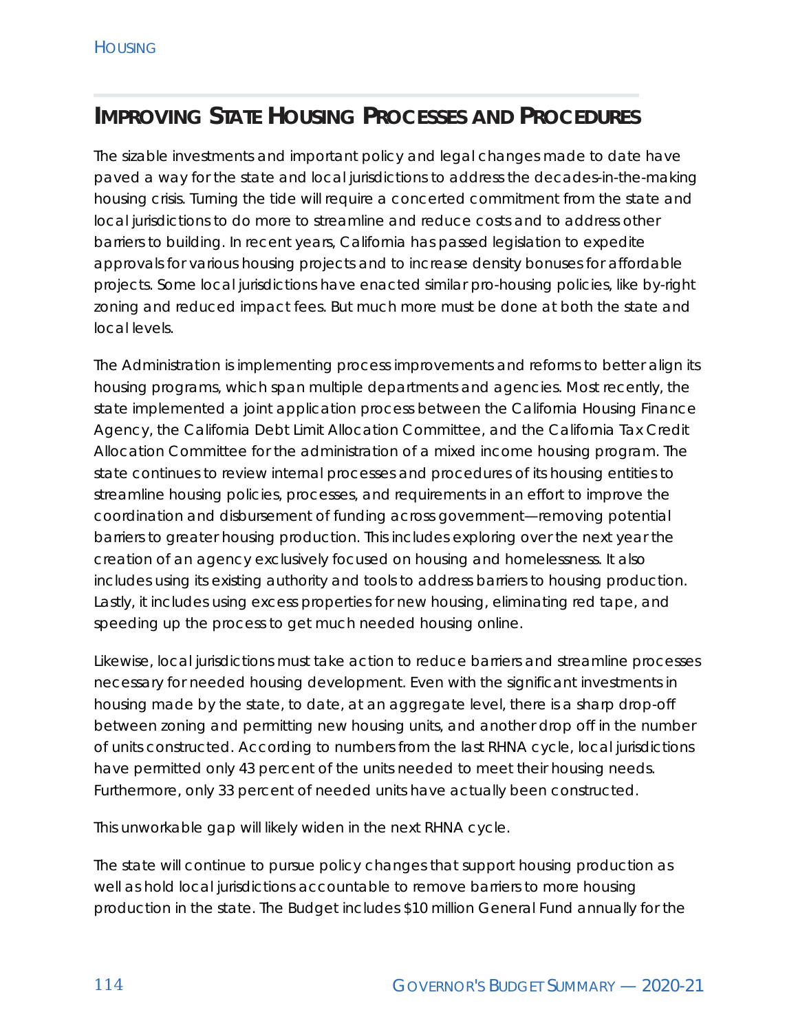## Improving State Housing Processes and Procedures

The sizable investments and important policy and legal changes made to date have paved a way for the state and local jurisdictions to address the decades-in-the-making housing crisis. Turning the tide will require a concerted commitment from the state and local jurisdictions to do more to streamline and reduce costs and to address other barriers to building. In recent years, California has passed legislation to expedite approvals for various housing projects and to increase density bonuses for affordable projects. Some local jurisdictions have enacted similar pro-housing policies, like by-right zoning and reduced impact fees. But much more must be done at both the state and local levels.

The Administration is implementing process improvements and reforms to better align its housing programs, which span multiple departments and agencies. Most recently, the state implemented a joint application process between the California Housing Finance Agency, the California Debt Limit Allocation Committee, and the California Tax Credit Allocation Committee for the administration of a mixed income housing program. The state continues to review internal processes and procedures of its housing entities to streamline housing policies, processes, and requirements in an effort to improve the coordination and disbursement of funding across government—removing potential barriers to greater housing production. This includes exploring over the next year the creation of an agency exclusively focused on housing and homelessness. It also includes using its existing authority and tools to address barriers to housing production. Lastly, it includes using excess properties for new housing, eliminating red tape, and speeding up the process to get much needed housing online.

Likewise, local jurisdictions must take action to reduce barriers and streamline processes necessary for needed housing development. Even with the significant investments in housing made by the state, to date, at an aggregate level, there is a sharp drop-off between zoning and permitting new housing units, and another drop off in the number of units constructed. According to numbers from the last RHNA cycle, local jurisdictions have permitted only 43 percent of the units needed to meet their housing needs. Furthermore, only 33 percent of needed units have actually been constructed.

This unworkable gap will likely widen in the next RHNA cycle.

The state will continue to pursue policy changes that support housing production as well as hold local jurisdictions accountable to remove barriers to more housing production in the state. The Budget includes $10 million General Fund annually for the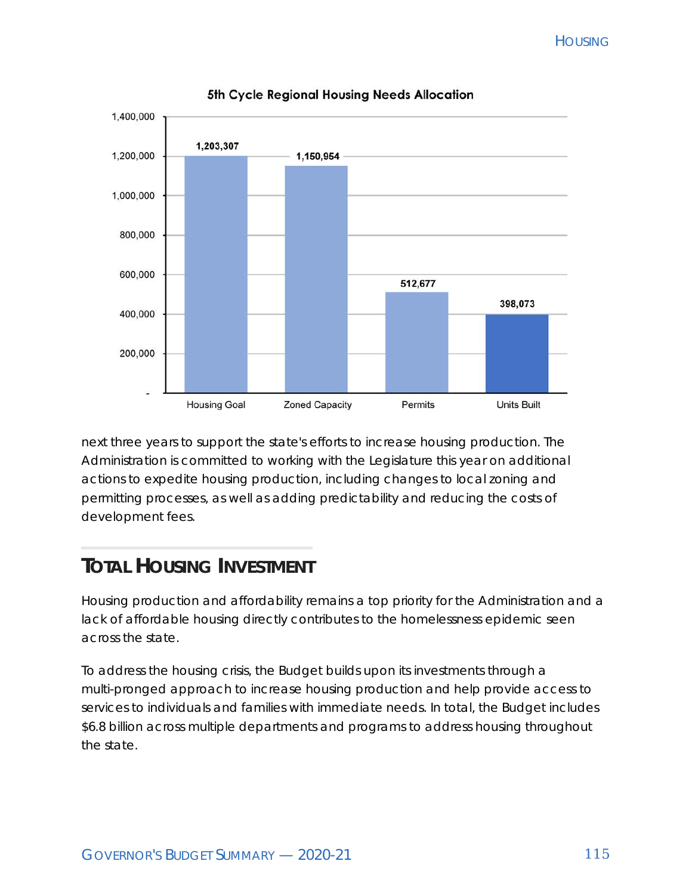**5th Cycle Regional Housing Needs Allocation**

| Category | Units |
|---|---|
| Housing Goal | 1,203,307 |
| Zoned Capacity | 1,150,954 |
| Permits | 512,677 |
| Units Built | 398,073 |

next three years to support the state's efforts to increase housing production. The Administration is committed to working with the Legislature this year on additional actions to expedite housing production, including changes to local zoning and permitting processes, as well as adding predictability and reducing the costs of development fees.

## TOTAL HOUSING INVESTMENT

Housing production and affordability remains a top priority for the Administration and a lack of affordable housing directly contributes to the homelessness epidemic seen across the state.

To address the housing crisis, the Budget builds upon its investments through a multi-pronged approach to increase housing production and help provide access to services to individuals and families with immediate needs. In total, the Budget includes $6.8 billion across multiple departments and programs to address housing throughout the state.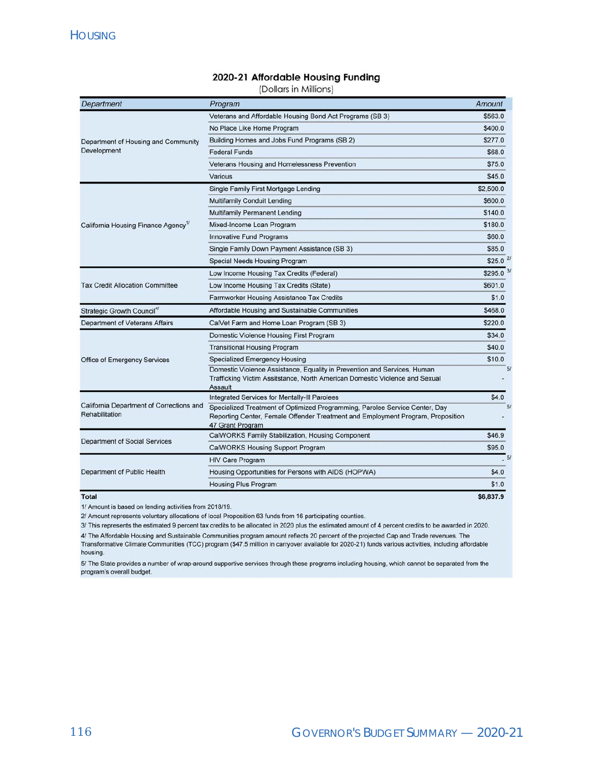## 2020-21 Affordable Housing Funding

(Dollars in Millions)

| Department | Program | Amount |
|---|---|---|
| Department of Housing and Community Development | Veterans and Affordable Housing Bond Act Programs (SB 3) | $563.0 |
| | No Place Like Home Program | $400.0 |
| | Building Homes and Jobs Fund Programs (SB 2) | $277.0 |
| | Federal Funds | $68.0 |
| | Veterans Housing and Homelessness Prevention | $75.0 |
| | Various | $45.0 |
| California Housing Finance Agency[1/] | Single Family First Mortgage Lending | $2,500.0 |
| | Multifamily Conduit Lending | $600.0 |
| | Multifamily Permanent Lending | $140.0 |
| | Mixed-Income Loan Program | $180.0 |
| | Innovative Fund Programs | $60.0 |
| | Single Family Down Payment Assistance (SB 3) | $85.0 |
| | Special Needs Housing Program | $25.0 [2/] |
| Tax Credit Allocation Committee | Low Income Housing Tax Credits (Federal) | $295.0 [3/] |
| | Low Income Housing Tax Credits (State) | $601.0 |
| | Farmworker Housing Assistance Tax Credits | $1.0 |
| Strategic Growth Council[4/] | Affordable Housing and Sustainable Communities | $468.0 |
| Department of Veterans Affairs | CalVet Farm and Home Loan Program (SB 3) | $220.0 |
| Office of Emergency Services | Domestic Violence Housing First Program | $34.0 |
| | Transitional Housing Program | $40.0 |
| | Specialized Emergency Housing | $10.0 |
| | Domestic Violence Assistance, Equality in Prevention and Services, Human Trafficking Victim Assitstance, North American Domestic Violence and Sexual Assault | - [5/] |
| California Department of Corrections and Rehabilitation | Integrated Services for Mentally-Ill Parolees | $4.0 |
| | Specialized Treatment of Optimized Programming, Parolee Service Center, Day Reporting Center, Female Offender Treatment and Employment Program, Proposition 47 Grant Program | - [5/] |
| Department of Social Services | CalWORKS Family Stabilization, Housing Component | $46.9 |
| | CalWORKS Housing Support Program | $95.0 |
| Department of Public Health | HIV Care Program | - [5/] |
| | Housing Opportunities for Persons with AIDS (HOPWA) | $4.0 |
| | Housing Plus Program | $1.0 |
| **Total** | | **$6,837.9** |

1/ Amount is based on lending activities from 2018/19.

2/ Amount represents voluntary allocations of local Proposition 63 funds from 16 participating counties.

3/ This represents the estimated 9 percent tax credits to be allocated in 2020 plus the estimated amount of 4 percent credits to be awarded in 2020.

4/ The Affordable Housing and Sustainable Communities program amount reflects 20 percent of the projected Cap and Trade revenues. The Transformative Climate Communities (TCC) program ($47.5 million in carryover available for 2020-21) funds various activities, including affordable housing.

5/ The State provides a number of wrap-around supportive services through these programs including housing, which cannot be separated from the program's overall budget.